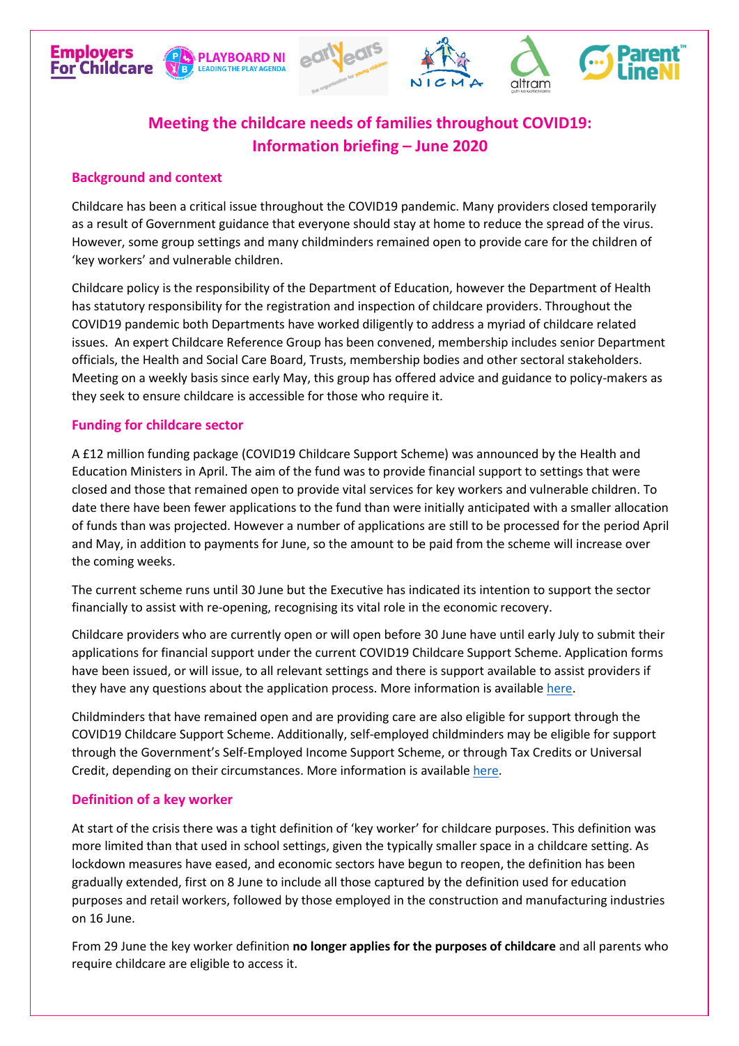# Meeting the childcare needs of families throughout COVID19: Information briefing – June 2020

## Background and context

Childcare has been a critical issue throughout the COVID19 pandemic. Many providers closed temporarily as a result of Government guidance that everyone should stay at home to reduce the spread of the virus. However, some group settings and many childminders remained open to provide care for the children of 'key workers' and vulnerable children.

Childcare policy is the responsibility of the Department of Education, however the Department of Health has statutory responsibility for the registration and inspection of childcare providers. Throughout the COVID19 pandemic both Departments have worked diligently to address a myriad of childcare related issues. An expert Childcare Reference Group has been convened, membership includes senior Department officials, the Health and Social Care Board, Trusts, membership bodies and other sectoral stakeholders. Meeting on a weekly basis since early May, this group has offered advice and guidance to policy-makers as they seek to ensure childcare is accessible for those who require it.

## Funding for childcare sector

A £12 million funding package (COVID19 Childcare Support Scheme) was announced by the Health and Education Ministers in April. The aim of the fund was to provide financial support to settings that were closed and those that remained open to provide vital services for key workers and vulnerable children. To date there have been fewer applications to the fund than were initially anticipated with a smaller allocation of funds than was projected. However a number of applications are still to be processed for the period April and May, in addition to payments for June, so the amount to be paid from the scheme will increase over the coming weeks.

The current scheme runs until 30 June but the Executive has indicated its intention to support the sector financially to assist with re-opening, recognising its vital role in the economic recovery.

Childcare providers who are currently open or will open before 30 June have until early July to submit their applications for financial support under the current COVID19 Childcare Support Scheme. Application forms have been issued, or will issue, to all relevant settings and there is support available to assist providers if they have any questions about the application process. More information is available here.

Childminders that have remained open and are providing care are also eligible for support through the COVID19 Childcare Support Scheme. Additionally, self-employed childminders may be eligible for support through the Government's Self-Employed Income Support Scheme, or through Tax Credits or Universal Credit, depending on their circumstances. More information is available here.

## Definition of a key worker

At start of the crisis there was a tight definition of 'key worker' for childcare purposes. This definition was more limited than that used in school settings, given the typically smaller space in a childcare setting. As lockdown measures have eased, and economic sectors have begun to reopen, the definition has been gradually extended, first on 8 June to include all those captured by the definition used for education purposes and retail workers, followed by those employed in the construction and manufacturing industries on 16 June.

From 29 June the key worker definition **no longer applies for the purposes of childcare** and all parents who require childcare are eligible to access it.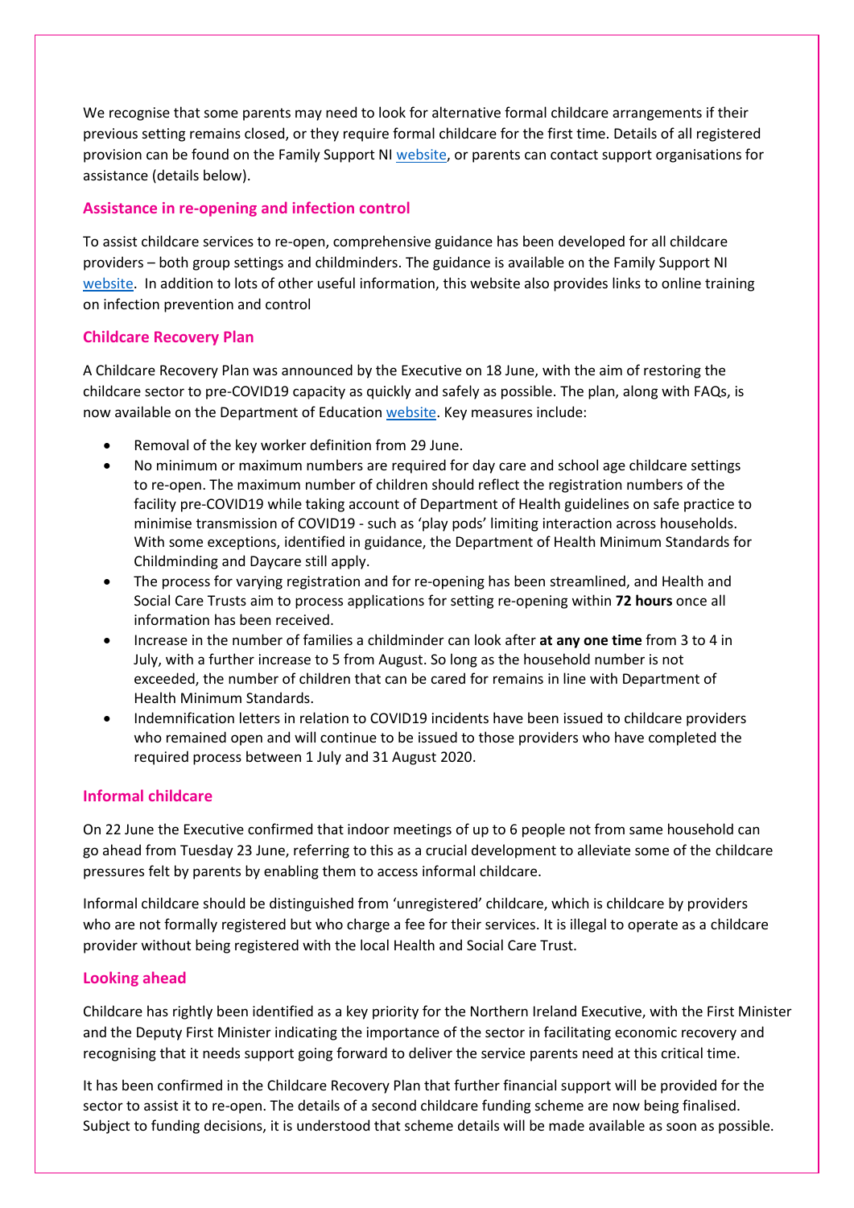We recognise that some parents may need to look for alternative formal childcare arrangements if their previous setting remains closed, or they require formal childcare for the first time. Details of all registered provision can be found on the Family Support NI website, or parents can contact support organisations for assistance (details below).

## Assistance in re-opening and infection control

To assist childcare services to re-open, comprehensive guidance has been developed for all childcare providers – both group settings and childminders. The guidance is available on the Family Support NI website. In addition to lots of other useful information, this website also provides links to online training on infection prevention and control

## Childcare Recovery Plan

A Childcare Recovery Plan was announced by the Executive on 18 June, with the aim of restoring the childcare sector to pre-COVID19 capacity as quickly and safely as possible. The plan, along with FAQs, is now available on the Department of Education website. Key measures include:

- Removal of the key worker definition from 29 June.
- No minimum or maximum numbers are required for day care and school age childcare settings to re-open. The maximum number of children should reflect the registration numbers of the facility pre-COVID19 while taking account of Department of Health guidelines on safe practice to minimise transmission of COVID19 - such as 'play pods' limiting interaction across households. With some exceptions, identified in guidance, the Department of Health Minimum Standards for Childminding and Daycare still apply.
- The process for varying registration and for re-opening has been streamlined, and Health and Social Care Trusts aim to process applications for setting re-opening within **72 hours** once all information has been received.
- Increase in the number of families a childminder can look after **at any one time** from 3 to 4 in July, with a further increase to 5 from August. So long as the household number is not exceeded, the number of children that can be cared for remains in line with Department of Health Minimum Standards.
- Indemnification letters in relation to COVID19 incidents have been issued to childcare providers who remained open and will continue to be issued to those providers who have completed the required process between 1 July and 31 August 2020.

## Informal childcare

On 22 June the Executive confirmed that indoor meetings of up to 6 people not from same household can go ahead from Tuesday 23 June, referring to this as a crucial development to alleviate some of the childcare pressures felt by parents by enabling them to access informal childcare.

Informal childcare should be distinguished from 'unregistered' childcare, which is childcare by providers who are not formally registered but who charge a fee for their services. It is illegal to operate as a childcare provider without being registered with the local Health and Social Care Trust.

## Looking ahead

Childcare has rightly been identified as a key priority for the Northern Ireland Executive, with the First Minister and the Deputy First Minister indicating the importance of the sector in facilitating economic recovery and recognising that it needs support going forward to deliver the service parents need at this critical time.

It has been confirmed in the Childcare Recovery Plan that further financial support will be provided for the sector to assist it to re-open. The details of a second childcare funding scheme are now being finalised. Subject to funding decisions, it is understood that scheme details will be made available as soon as possible.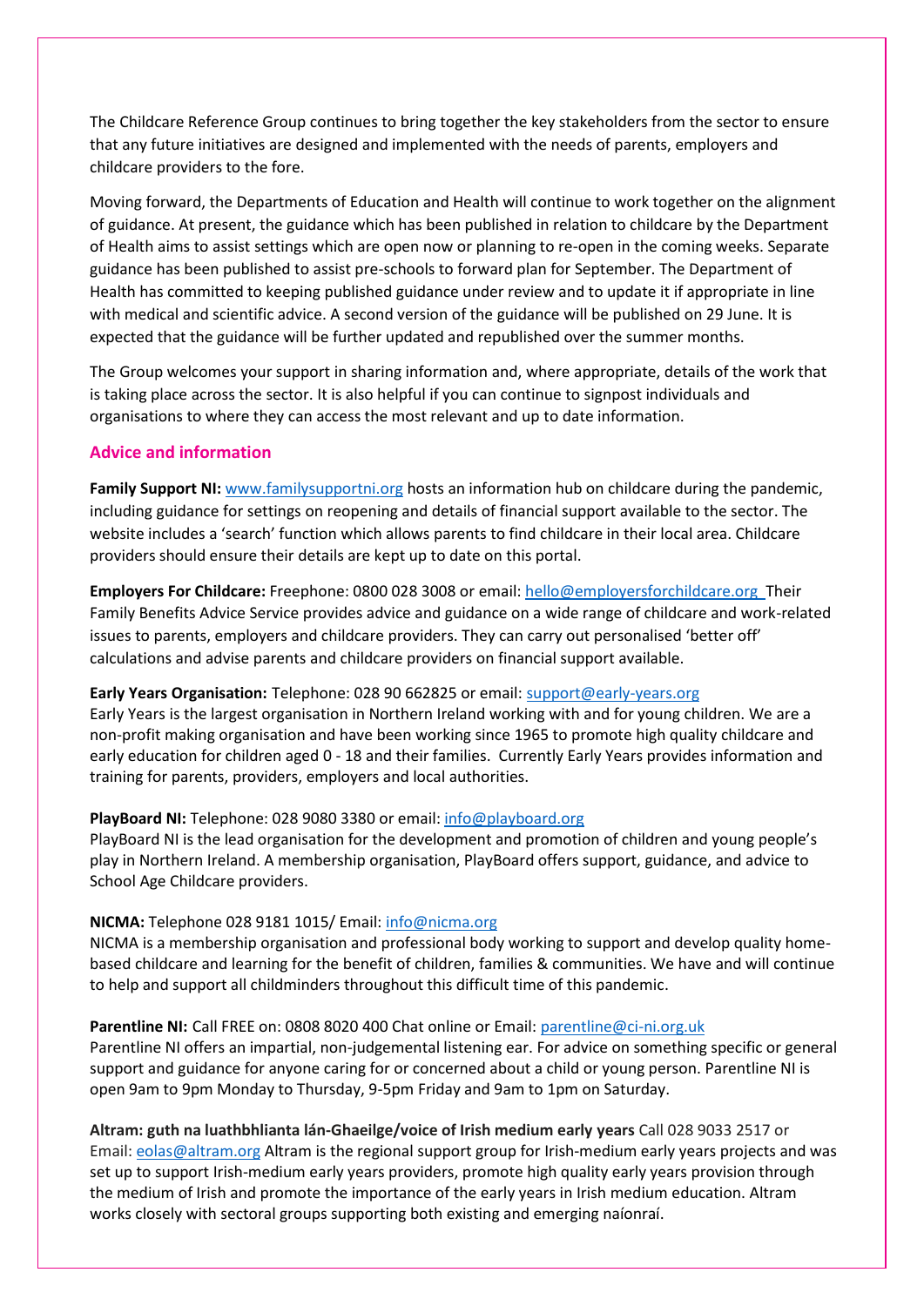The Childcare Reference Group continues to bring together the key stakeholders from the sector to ensure that any future initiatives are designed and implemented with the needs of parents, employers and childcare providers to the fore.

Moving forward, the Departments of Education and Health will continue to work together on the alignment of guidance. At present, the guidance which has been published in relation to childcare by the Department of Health aims to assist settings which are open now or planning to re-open in the coming weeks. Separate guidance has been published to assist pre-schools to forward plan for September. The Department of Health has committed to keeping published guidance under review and to update it if appropriate in line with medical and scientific advice. A second version of the guidance will be published on 29 June. It is expected that the guidance will be further updated and republished over the summer months.

The Group welcomes your support in sharing information and, where appropriate, details of the work that is taking place across the sector. It is also helpful if you can continue to signpost individuals and organisations to where they can access the most relevant and up to date information.

## Advice and information

**Family Support NI:** www.familysupportni.org hosts an information hub on childcare during the pandemic, including guidance for settings on reopening and details of financial support available to the sector. The website includes a 'search' function which allows parents to find childcare in their local area. Childcare providers should ensure their details are kept up to date on this portal.

**Employers For Childcare:** Freephone: 0800 028 3008 or email: hello@employersforchildcare.org Their Family Benefits Advice Service provides advice and guidance on a wide range of childcare and work-related issues to parents, employers and childcare providers. They can carry out personalised 'better off' calculations and advise parents and childcare providers on financial support available.

**Early Years Organisation:** Telephone: 028 90 662825 or email: support@early-years.org
Early Years is the largest organisation in Northern Ireland working with and for young children. We are a non-profit making organisation and have been working since 1965 to promote high quality childcare and early education for children aged 0 - 18 and their families. Currently Early Years provides information and training for parents, providers, employers and local authorities.

**PlayBoard NI:** Telephone: 028 9080 3380 or email: info@playboard.org
PlayBoard NI is the lead organisation for the development and promotion of children and young people's play in Northern Ireland. A membership organisation, PlayBoard offers support, guidance, and advice to School Age Childcare providers.

**NICMA:** Telephone 028 9181 1015/ Email: info@nicma.org
NICMA is a membership organisation and professional body working to support and develop quality home-based childcare and learning for the benefit of children, families & communities. We have and will continue to help and support all childminders throughout this difficult time of this pandemic.

**Parentline NI:** Call FREE on: 0808 8020 400 Chat online or Email: parentline@ci-ni.org.uk
Parentline NI offers an impartial, non-judgemental listening ear. For advice on something specific or general support and guidance for anyone caring for or concerned about a child or young person. Parentline NI is open 9am to 9pm Monday to Thursday, 9-5pm Friday and 9am to 1pm on Saturday.

**Altram: guth na luathbhlianta lán-Ghaeilge/voice of Irish medium early years** Call 028 9033 2517 or Email: eolas@altram.org Altram is the regional support group for Irish-medium early years projects and was set up to support Irish-medium early years providers, promote high quality early years provision through the medium of Irish and promote the importance of the early years in Irish medium education. Altram works closely with sectoral groups supporting both existing and emerging naíonraí.